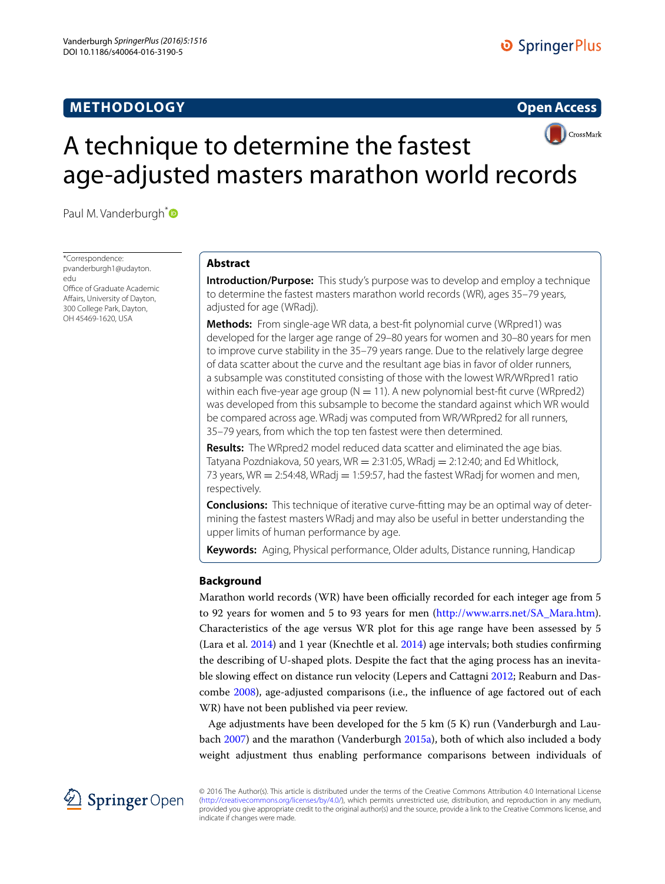METHODOLOGY

Open Access

# A technique to determine the fastest age-adjusted masters marathon world records

Paul M. Vanderburgh*

*Correspondence: pvanderburgh1@udayton.edu
Office of Graduate Academic Affairs, University of Dayton, 300 College Park, Dayton, OH 45469-1620, USA

## Abstract

**Introduction/Purpose:** This study's purpose was to develop and employ a technique to determine the fastest masters marathon world records (WR), ages 35–79 years, adjusted for age (WRadj).

**Methods:** From single-age WR data, a best-fit polynomial curve (WRpred1) was developed for the larger age range of 29–80 years for women and 30–80 years for men to improve curve stability in the 35–79 years range. Due to the relatively large degree of data scatter about the curve and the resultant age bias in favor of older runners, a subsample was constituted consisting of those with the lowest WR/WRpred1 ratio within each five-year age group (N = 11). A new polynomial best-fit curve (WRpred2) was developed from this subsample to become the standard against which WR would be compared across age. WRadj was computed from WR/WRpred2 for all runners, 35–79 years, from which the top ten fastest were then determined.

**Results:** The WRpred2 model reduced data scatter and eliminated the age bias. Tatyana Pozdniakova, 50 years, WR = 2:31:05, WRadj = 2:12:40; and Ed Whitlock, 73 years, WR = 2:54:48, WRadj = 1:59:57, had the fastest WRadj for women and men, respectively.

**Conclusions:** This technique of iterative curve-fitting may be an optimal way of determining the fastest masters WRadj and may also be useful in better understanding the upper limits of human performance by age.

**Keywords:** Aging, Physical performance, Older adults, Distance running, Handicap

## Background

Marathon world records (WR) have been officially recorded for each integer age from 5 to 92 years for women and 5 to 93 years for men (http://www.arrs.net/SA_Mara.htm). Characteristics of the age versus WR plot for this age range have been assessed by 5 (Lara et al. 2014) and 1 year (Knechtle et al. 2014) age intervals; both studies confirming the describing of U-shaped plots. Despite the fact that the aging process has an inevitable slowing effect on distance run velocity (Lepers and Cattagni 2012; Reaburn and Dascombe 2008), age-adjusted comparisons (i.e., the influence of age factored out of each WR) have not been published via peer review.

Age adjustments have been developed for the 5 km (5 K) run (Vanderburgh and Laubach 2007) and the marathon (Vanderburgh 2015a), both of which also included a body weight adjustment thus enabling performance comparisons between individuals of

© 2016 The Author(s). This article is distributed under the terms of the Creative Commons Attribution 4.0 International License (http://creativecommons.org/licenses/by/4.0/), which permits unrestricted use, distribution, and reproduction in any medium, provided you give appropriate credit to the original author(s) and the source, provide a link to the Creative Commons license, and indicate if changes were made.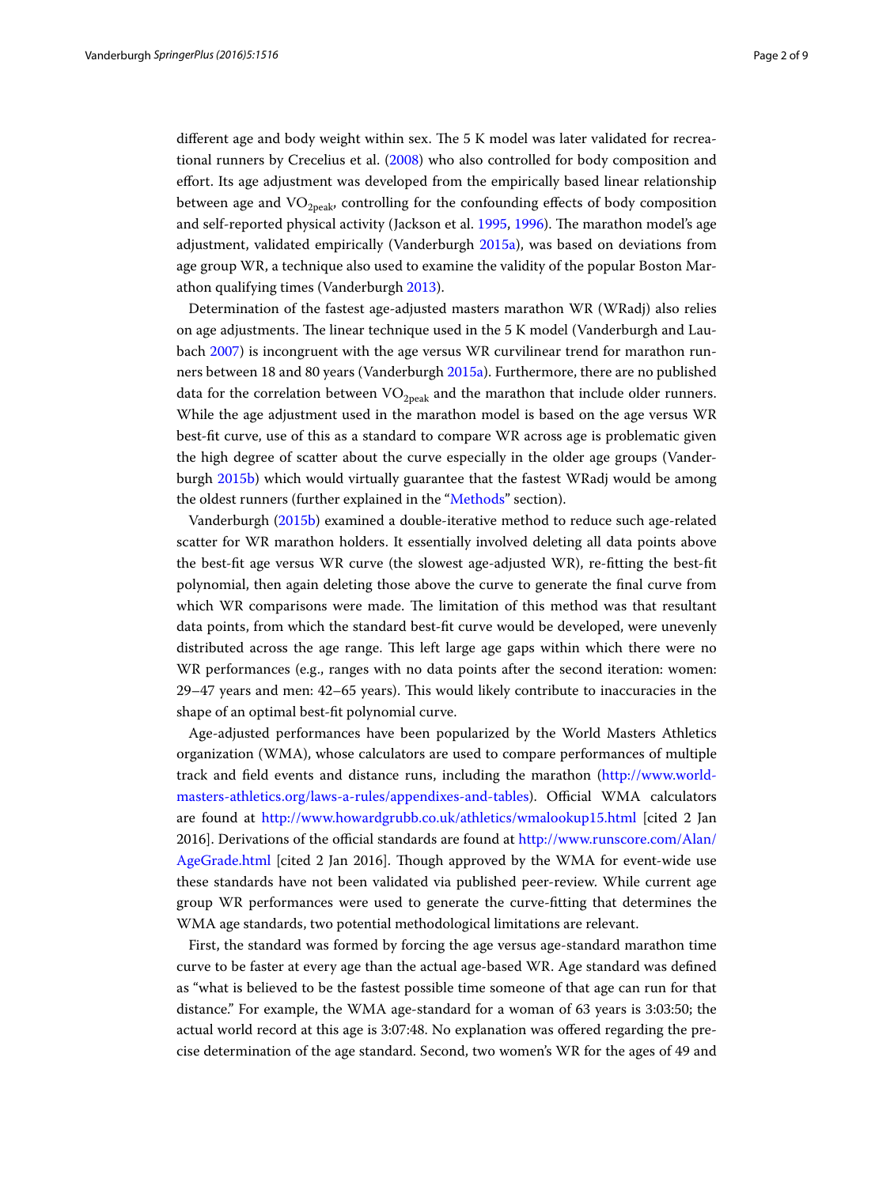different age and body weight within sex. The 5 K model was later validated for recreational runners by Crecelius et al. (2008) who also controlled for body composition and effort. Its age adjustment was developed from the empirically based linear relationship between age and $VO_{2peak}$, controlling for the confounding effects of body composition and self-reported physical activity (Jackson et al. 1995, 1996). The marathon model's age adjustment, validated empirically (Vanderburgh 2015a), was based on deviations from age group WR, a technique also used to examine the validity of the popular Boston Marathon qualifying times (Vanderburgh 2013).

Determination of the fastest age-adjusted masters marathon WR (WRadj) also relies on age adjustments. The linear technique used in the 5 K model (Vanderburgh and Laubach 2007) is incongruent with the age versus WR curvilinear trend for marathon runners between 18 and 80 years (Vanderburgh 2015a). Furthermore, there are no published data for the correlation between $VO_{2peak}$ and the marathon that include older runners. While the age adjustment used in the marathon model is based on the age versus WR best-fit curve, use of this as a standard to compare WR across age is problematic given the high degree of scatter about the curve especially in the older age groups (Vanderburgh 2015b) which would virtually guarantee that the fastest WRadj would be among the oldest runners (further explained in the "Methods" section).

Vanderburgh (2015b) examined a double-iterative method to reduce such age-related scatter for WR marathon holders. It essentially involved deleting all data points above the best-fit age versus WR curve (the slowest age-adjusted WR), re-fitting the best-fit polynomial, then again deleting those above the curve to generate the final curve from which WR comparisons were made. The limitation of this method was that resultant data points, from which the standard best-fit curve would be developed, were unevenly distributed across the age range. This left large age gaps within which there were no WR performances (e.g., ranges with no data points after the second iteration: women: 29–47 years and men: 42–65 years). This would likely contribute to inaccuracies in the shape of an optimal best-fit polynomial curve.

Age-adjusted performances have been popularized by the World Masters Athletics organization (WMA), whose calculators are used to compare performances of multiple track and field events and distance runs, including the marathon (http://www.world-masters-athletics.org/laws-a-rules/appendixes-and-tables). Official WMA calculators are found at http://www.howardgrubb.co.uk/athletics/wmalookup15.html [cited 2 Jan 2016]. Derivations of the official standards are found at http://www.runscore.com/Alan/AgeGrade.html [cited 2 Jan 2016]. Though approved by the WMA for event-wide use these standards have not been validated via published peer-review. While current age group WR performances were used to generate the curve-fitting that determines the WMA age standards, two potential methodological limitations are relevant.

First, the standard was formed by forcing the age versus age-standard marathon time curve to be faster at every age than the actual age-based WR. Age standard was defined as "what is believed to be the fastest possible time someone of that age can run for that distance." For example, the WMA age-standard for a woman of 63 years is 3:03:50; the actual world record at this age is 3:07:48. No explanation was offered regarding the precise determination of the age standard. Second, two women's WR for the ages of 49 and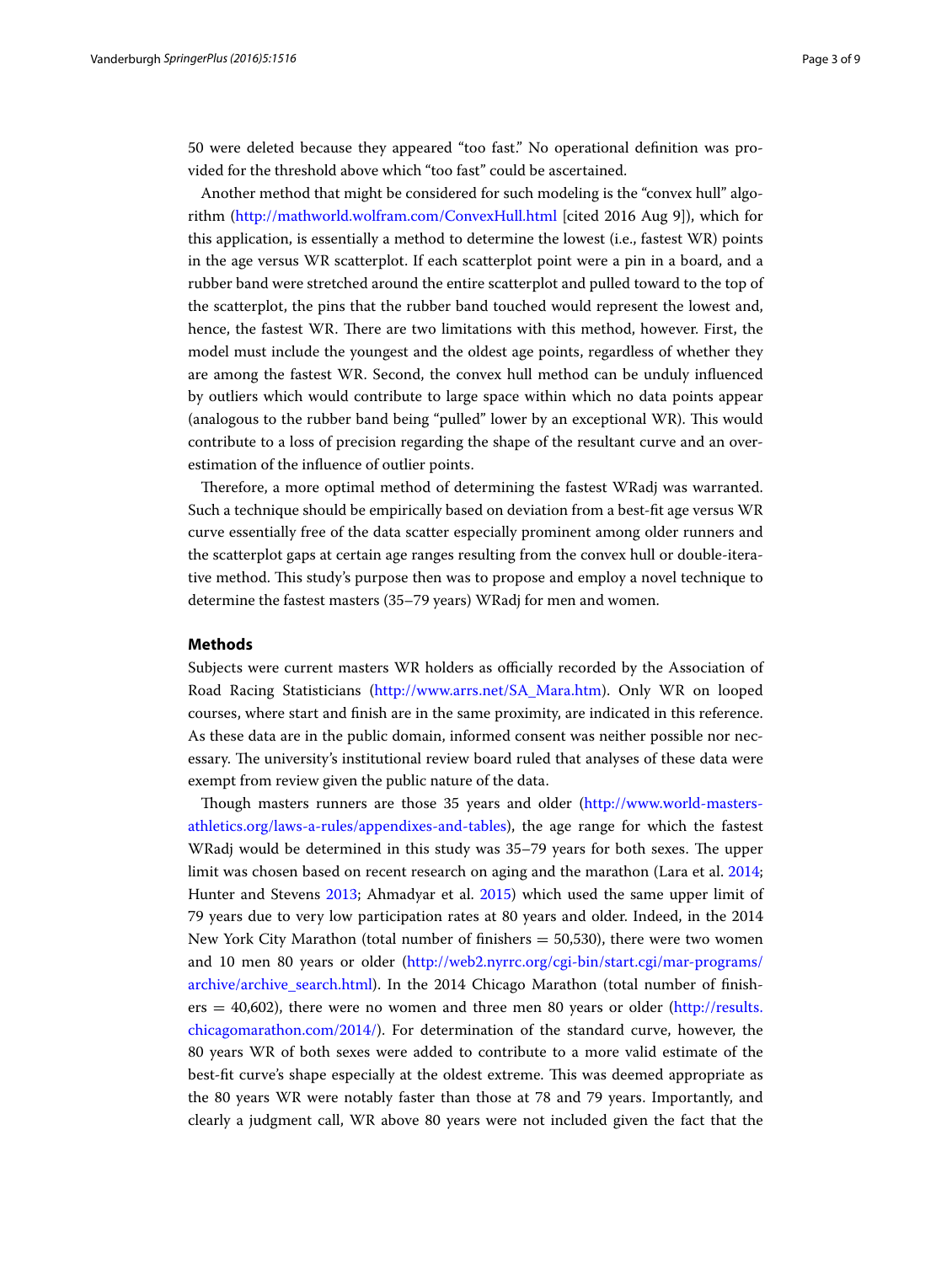50 were deleted because they appeared "too fast." No operational definition was provided for the threshold above which "too fast" could be ascertained.

Another method that might be considered for such modeling is the "convex hull" algorithm (http://mathworld.wolfram.com/ConvexHull.html [cited 2016 Aug 9]), which for this application, is essentially a method to determine the lowest (i.e., fastest WR) points in the age versus WR scatterplot. If each scatterplot point were a pin in a board, and a rubber band were stretched around the entire scatterplot and pulled toward to the top of the scatterplot, the pins that the rubber band touched would represent the lowest and, hence, the fastest WR. There are two limitations with this method, however. First, the model must include the youngest and the oldest age points, regardless of whether they are among the fastest WR. Second, the convex hull method can be unduly influenced by outliers which would contribute to large space within which no data points appear (analogous to the rubber band being "pulled" lower by an exceptional WR). This would contribute to a loss of precision regarding the shape of the resultant curve and an overestimation of the influence of outlier points.

Therefore, a more optimal method of determining the fastest WRadj was warranted. Such a technique should be empirically based on deviation from a best-fit age versus WR curve essentially free of the data scatter especially prominent among older runners and the scatterplot gaps at certain age ranges resulting from the convex hull or double-iterative method. This study's purpose then was to propose and employ a novel technique to determine the fastest masters (35–79 years) WRadj for men and women.

## Methods

Subjects were current masters WR holders as officially recorded by the Association of Road Racing Statisticians (http://www.arrs.net/SA_Mara.htm). Only WR on looped courses, where start and finish are in the same proximity, are indicated in this reference. As these data are in the public domain, informed consent was neither possible nor necessary. The university's institutional review board ruled that analyses of these data were exempt from review given the public nature of the data.

Though masters runners are those 35 years and older (http://www.world-masters-athletics.org/laws-a-rules/appendixes-and-tables), the age range for which the fastest WRadj would be determined in this study was 35–79 years for both sexes. The upper limit was chosen based on recent research on aging and the marathon (Lara et al. 2014; Hunter and Stevens 2013; Ahmadyar et al. 2015) which used the same upper limit of 79 years due to very low participation rates at 80 years and older. Indeed, in the 2014 New York City Marathon (total number of finishers = 50,530), there were two women and 10 men 80 years or older (http://web2.nyrrc.org/cgi-bin/start.cgi/mar-programs/archive/archive_search.html). In the 2014 Chicago Marathon (total number of finishers = 40,602), there were no women and three men 80 years or older (http://results.chicagomarathon.com/2014/). For determination of the standard curve, however, the 80 years WR of both sexes were added to contribute to a more valid estimate of the best-fit curve's shape especially at the oldest extreme. This was deemed appropriate as the 80 years WR were notably faster than those at 78 and 79 years. Importantly, and clearly a judgment call, WR above 80 years were not included given the fact that the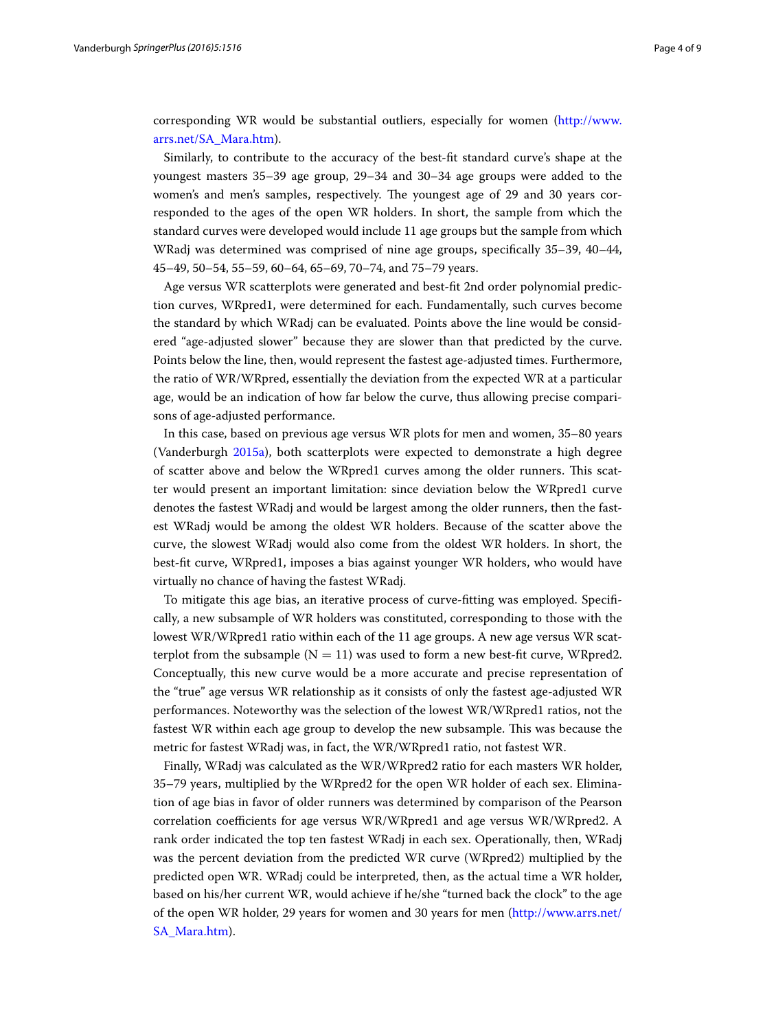corresponding WR would be substantial outliers, especially for women (http://www.arrs.net/SA_Mara.htm).

Similarly, to contribute to the accuracy of the best-fit standard curve's shape at the youngest masters 35–39 age group, 29–34 and 30–34 age groups were added to the women's and men's samples, respectively. The youngest age of 29 and 30 years corresponded to the ages of the open WR holders. In short, the sample from which the standard curves were developed would include 11 age groups but the sample from which WRadj was determined was comprised of nine age groups, specifically 35–39, 40–44, 45–49, 50–54, 55–59, 60–64, 65–69, 70–74, and 75–79 years.

Age versus WR scatterplots were generated and best-fit 2nd order polynomial prediction curves, WRpred1, were determined for each. Fundamentally, such curves become the standard by which WRadj can be evaluated. Points above the line would be considered "age-adjusted slower" because they are slower than that predicted by the curve. Points below the line, then, would represent the fastest age-adjusted times. Furthermore, the ratio of WR/WRpred, essentially the deviation from the expected WR at a particular age, would be an indication of how far below the curve, thus allowing precise comparisons of age-adjusted performance.

In this case, based on previous age versus WR plots for men and women, 35–80 years (Vanderburgh 2015a), both scatterplots were expected to demonstrate a high degree of scatter above and below the WRpred1 curves among the older runners. This scatter would present an important limitation: since deviation below the WRpred1 curve denotes the fastest WRadj and would be largest among the older runners, then the fastest WRadj would be among the oldest WR holders. Because of the scatter above the curve, the slowest WRadj would also come from the oldest WR holders. In short, the best-fit curve, WRpred1, imposes a bias against younger WR holders, who would have virtually no chance of having the fastest WRadj.

To mitigate this age bias, an iterative process of curve-fitting was employed. Specifically, a new subsample of WR holders was constituted, corresponding to those with the lowest WR/WRpred1 ratio within each of the 11 age groups. A new age versus WR scatterplot from the subsample ($N = 11$) was used to form a new best-fit curve, WRpred2. Conceptually, this new curve would be a more accurate and precise representation of the "true" age versus WR relationship as it consists of only the fastest age-adjusted WR performances. Noteworthy was the selection of the lowest WR/WRpred1 ratios, not the fastest WR within each age group to develop the new subsample. This was because the metric for fastest WRadj was, in fact, the WR/WRpred1 ratio, not fastest WR.

Finally, WRadj was calculated as the WR/WRpred2 ratio for each masters WR holder, 35–79 years, multiplied by the WRpred2 for the open WR holder of each sex. Elimination of age bias in favor of older runners was determined by comparison of the Pearson correlation coefficients for age versus WR/WRpred1 and age versus WR/WRpred2. A rank order indicated the top ten fastest WRadj in each sex. Operationally, then, WRadj was the percent deviation from the predicted WR curve (WRpred2) multiplied by the predicted open WR. WRadj could be interpreted, then, as the actual time a WR holder, based on his/her current WR, would achieve if he/she "turned back the clock" to the age of the open WR holder, 29 years for women and 30 years for men (http://www.arrs.net/SA_Mara.htm).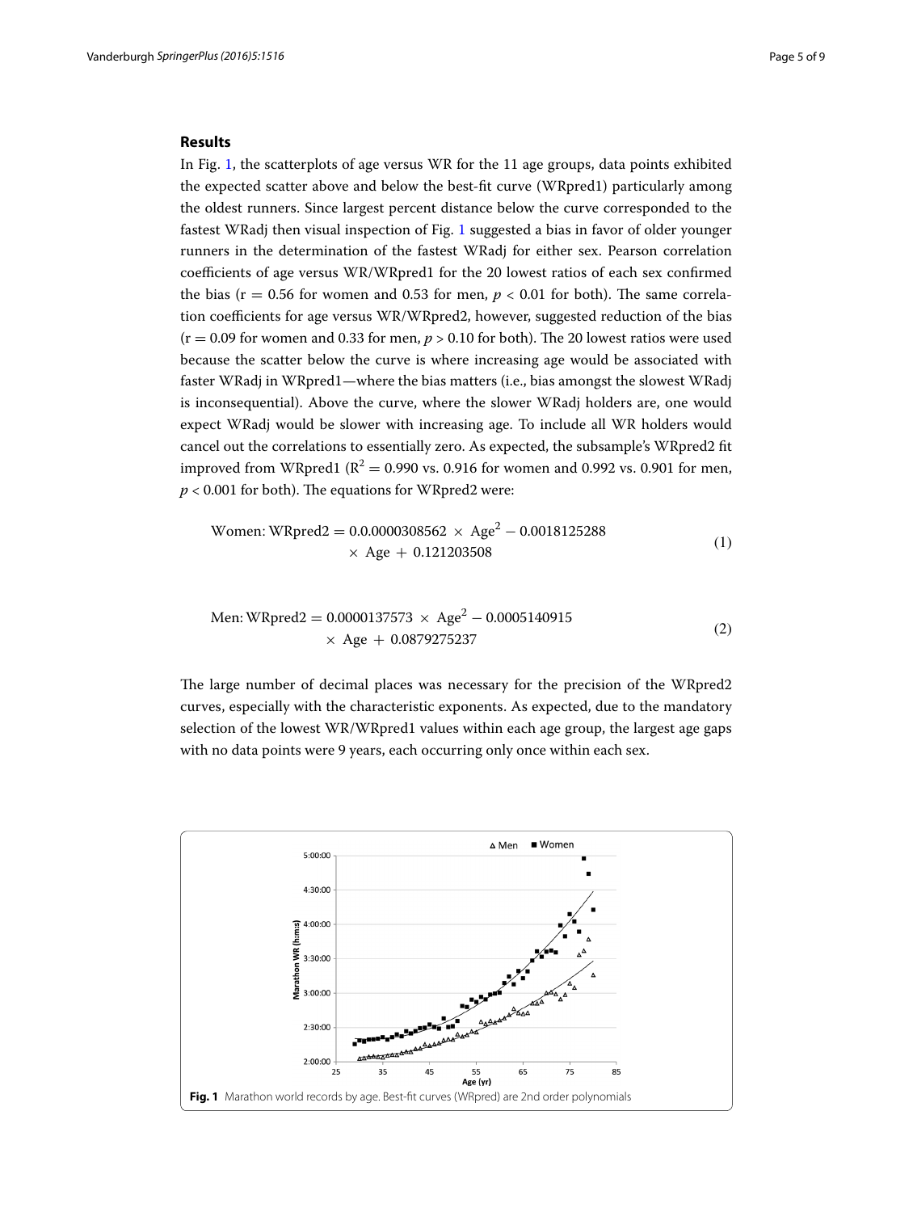## Results

In Fig. 1, the scatterplots of age versus WR for the 11 age groups, data points exhibited the expected scatter above and below the best-fit curve (WRpred1) particularly among the oldest runners. Since largest percent distance below the curve corresponded to the fastest WRadj then visual inspection of Fig. 1 suggested a bias in favor of older younger runners in the determination of the fastest WRadj for either sex. Pearson correlation coefficients of age versus WR/WRpred1 for the 20 lowest ratios of each sex confirmed the bias ($r = 0.56$ for women and 0.53 for men, $p < 0.01$ for both). The same correlation coefficients for age versus WR/WRpred2, however, suggested reduction of the bias ($r = 0.09$ for women and 0.33 for men, $p > 0.10$ for both). The 20 lowest ratios were used because the scatter below the curve is where increasing age would be associated with faster WRadj in WRpred1—where the bias matters (i.e., bias amongst the slowest WRadj is inconsequential). Above the curve, where the slower WRadj holders are, one would expect WRadj would be slower with increasing age. To include all WR holders would cancel out the correlations to essentially zero. As expected, the subsample's WRpred2 fit improved from WRpred1 ($R^2 = 0.990$ vs. 0.916 for women and 0.992 vs. 0.901 for men, $p < 0.001$ for both). The equations for WRpred2 were:

$$\text{Women: WRpred2} = 0.0.0000308562 \times \text{Age}^2 - 0.0018125288 \times \text{Age} + 0.121203508 \quad (1)$$

$$\text{Men: WRpred2} = 0.0000137573 \times \text{Age}^2 - 0.0005140915 \times \text{Age} + 0.0879275237 \quad (2)$$

The large number of decimal places was necessary for the precision of the WRpred2 curves, especially with the characteristic exponents. As expected, due to the mandatory selection of the lowest WR/WRpred1 values within each age group, the largest age gaps with no data points were 9 years, each occurring only once within each sex.

**Fig. 1** Marathon world records by age. Best-fit curves (WRpred) are 2nd order polynomials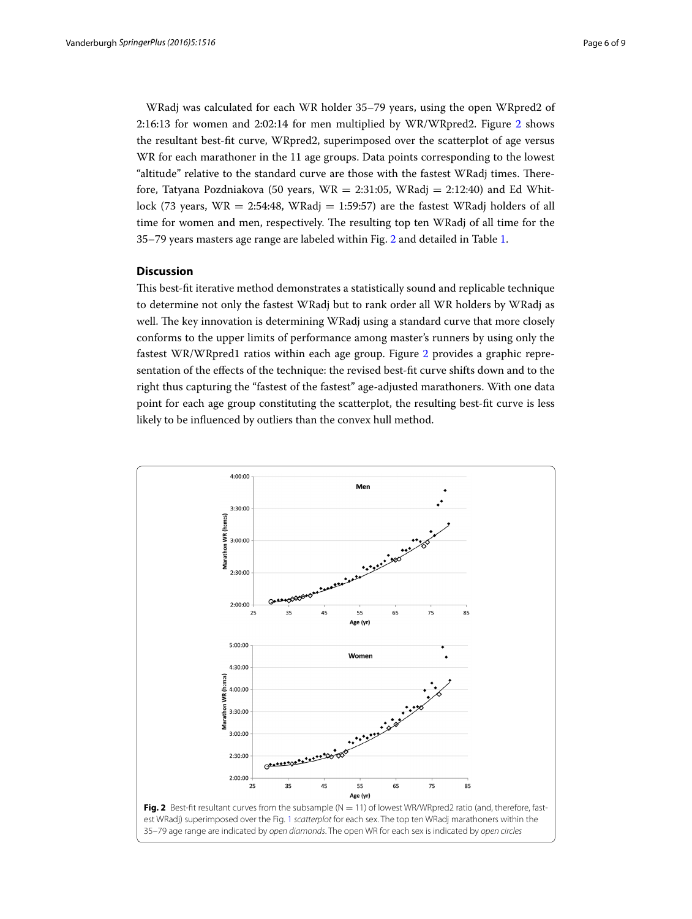WRadj was calculated for each WR holder 35–79 years, using the open WRpred2 of 2:16:13 for women and 2:02:14 for men multiplied by WR/WRpred2. Figure 2 shows the resultant best-fit curve, WRpred2, superimposed over the scatterplot of age versus WR for each marathoner in the 11 age groups. Data points corresponding to the lowest "altitude" relative to the standard curve are those with the fastest WRadj times. Therefore, Tatyana Pozdniakova (50 years, WR = 2:31:05, WRadj = 2:12:40) and Ed Whitlock (73 years, WR = 2:54:48, WRadj = 1:59:57) are the fastest WRadj holders of all time for women and men, respectively. The resulting top ten WRadj of all time for the 35–79 years masters age range are labeled within Fig. 2 and detailed in Table 1.

## Discussion

This best-fit iterative method demonstrates a statistically sound and replicable technique to determine not only the fastest WRadj but to rank order all WR holders by WRadj as well. The key innovation is determining WRadj using a standard curve that more closely conforms to the upper limits of performance among master's runners by using only the fastest WR/WRpred1 ratios within each age group. Figure 2 provides a graphic representation of the effects of the technique: the revised best-fit curve shifts down and to the right thus capturing the "fastest of the fastest" age-adjusted marathoners. With one data point for each age group constituting the scatterplot, the resulting best-fit curve is less likely to be influenced by outliers than the convex hull method.

**Fig. 2** Best-fit resultant curves from the subsample (N = 11) of lowest WR/WRpred2 ratio (and, therefore, fastest WRadj) superimposed over the Fig. 1 *scatterplot* for each sex. The top ten WRadj marathoners within the 35–79 age range are indicated by *open diamonds*. The open WR for each sex is indicated by *open circles*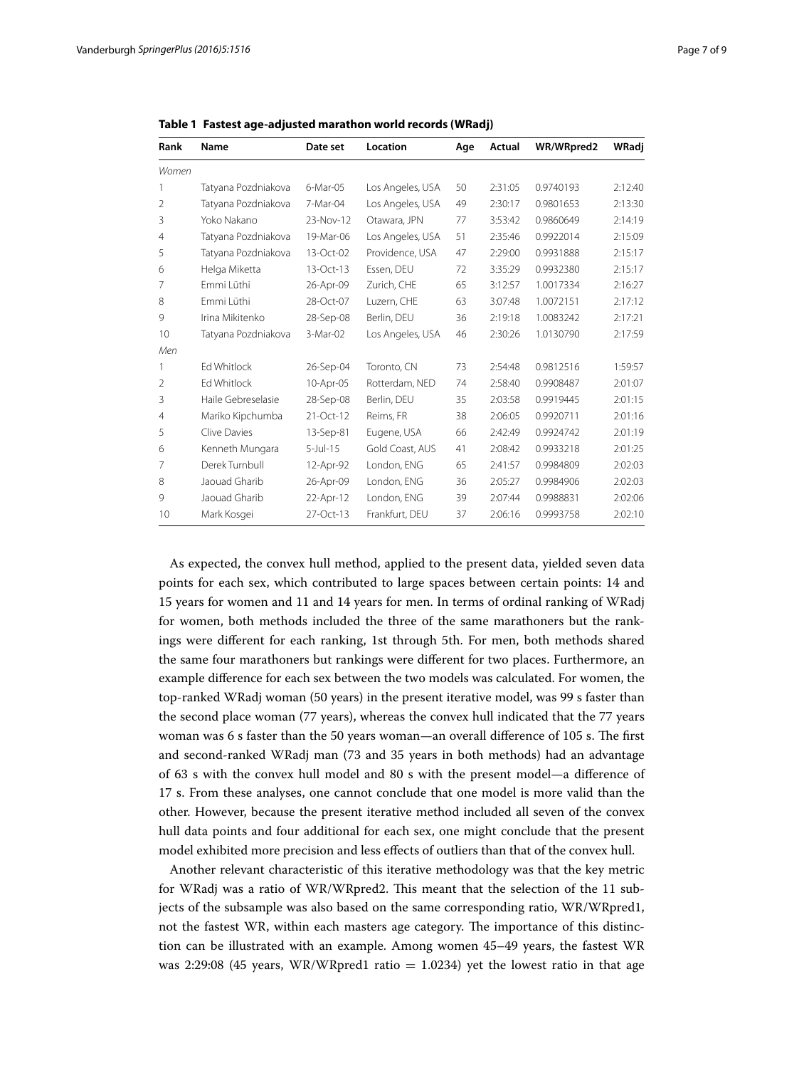**Table 1 Fastest age-adjusted marathon world records (WRadj)**

| Rank | Name | Date set | Location | Age | Actual | WR/WRpred2 | WRadj |
|---|---|---|---|---|---|---|---|
| *Women* | | | | | | | |
| 1 | Tatyana Pozdniakova | 6-Mar-05 | Los Angeles, USA | 50 | 2:31:05 | 0.9740193 | 2:12:40 |
| 2 | Tatyana Pozdniakova | 7-Mar-04 | Los Angeles, USA | 49 | 2:30:17 | 0.9801653 | 2:13:30 |
| 3 | Yoko Nakano | 23-Nov-12 | Otawara, JPN | 77 | 3:53:42 | 0.9860649 | 2:14:19 |
| 4 | Tatyana Pozdniakova | 19-Mar-06 | Los Angeles, USA | 51 | 2:35:46 | 0.9922014 | 2:15:09 |
| 5 | Tatyana Pozdniakova | 13-Oct-02 | Providence, USA | 47 | 2:29:00 | 0.9931888 | 2:15:17 |
| 6 | Helga Miketta | 13-Oct-13 | Essen, DEU | 72 | 3:35:29 | 0.9932380 | 2:15:17 |
| 7 | Emmi Lüthi | 26-Apr-09 | Zurich, CHE | 65 | 3:12:57 | 1.0017334 | 2:16:27 |
| 8 | Emmi Lüthi | 28-Oct-07 | Luzern, CHE | 63 | 3:07:48 | 1.0072151 | 2:17:12 |
| 9 | Irina Mikitenko | 28-Sep-08 | Berlin, DEU | 36 | 2:19:18 | 1.0083242 | 2:17:21 |
| 10 | Tatyana Pozdniakova | 3-Mar-02 | Los Angeles, USA | 46 | 2:30:26 | 1.0130790 | 2:17:59 |
| *Men* | | | | | | | |
| 1 | Ed Whitlock | 26-Sep-04 | Toronto, CN | 73 | 2:54:48 | 0.9812516 | 1:59:57 |
| 2 | Ed Whitlock | 10-Apr-05 | Rotterdam, NED | 74 | 2:58:40 | 0.9908487 | 2:01:07 |
| 3 | Haile Gebreselasie | 28-Sep-08 | Berlin, DEU | 35 | 2:03:58 | 0.9919445 | 2:01:15 |
| 4 | Mariko Kipchumba | 21-Oct-12 | Reims, FR | 38 | 2:06:05 | 0.9920711 | 2:01:16 |
| 5 | Clive Davies | 13-Sep-81 | Eugene, USA | 66 | 2:42:49 | 0.9924742 | 2:01:19 |
| 6 | Kenneth Mungara | 5-Jul-15 | Gold Coast, AUS | 41 | 2:08:42 | 0.9933218 | 2:01:25 |
| 7 | Derek Turnbull | 12-Apr-92 | London, ENG | 65 | 2:41:57 | 0.9984809 | 2:02:03 |
| 8 | Jaouad Gharib | 26-Apr-09 | London, ENG | 36 | 2:05:27 | 0.9984906 | 2:02:03 |
| 9 | Jaouad Gharib | 22-Apr-12 | London, ENG | 39 | 2:07:44 | 0.9988831 | 2:02:06 |
| 10 | Mark Kosgei | 27-Oct-13 | Frankfurt, DEU | 37 | 2:06:16 | 0.9993758 | 2:02:10 |

As expected, the convex hull method, applied to the present data, yielded seven data points for each sex, which contributed to large spaces between certain points: 14 and 15 years for women and 11 and 14 years for men. In terms of ordinal ranking of WRadj for women, both methods included the three of the same marathoners but the rankings were different for each ranking, 1st through 5th. For men, both methods shared the same four marathoners but rankings were different for two places. Furthermore, an example difference for each sex between the two models was calculated. For women, the top-ranked WRadj woman (50 years) in the present iterative model, was 99 s faster than the second place woman (77 years), whereas the convex hull indicated that the 77 years woman was 6 s faster than the 50 years woman—an overall difference of 105 s. The first and second-ranked WRadj man (73 and 35 years in both methods) had an advantage of 63 s with the convex hull model and 80 s with the present model—a difference of 17 s. From these analyses, one cannot conclude that one model is more valid than the other. However, because the present iterative method included all seven of the convex hull data points and four additional for each sex, one might conclude that the present model exhibited more precision and less effects of outliers than that of the convex hull.

Another relevant characteristic of this iterative methodology was that the key metric for WRadj was a ratio of WR/WRpred2. This meant that the selection of the 11 subjects of the subsample was also based on the same corresponding ratio, WR/WRpred1, not the fastest WR, within each masters age category. The importance of this distinction can be illustrated with an example. Among women 45–49 years, the fastest WR was 2:29:08 (45 years, WR/WRpred1 ratio = 1.0234) yet the lowest ratio in that age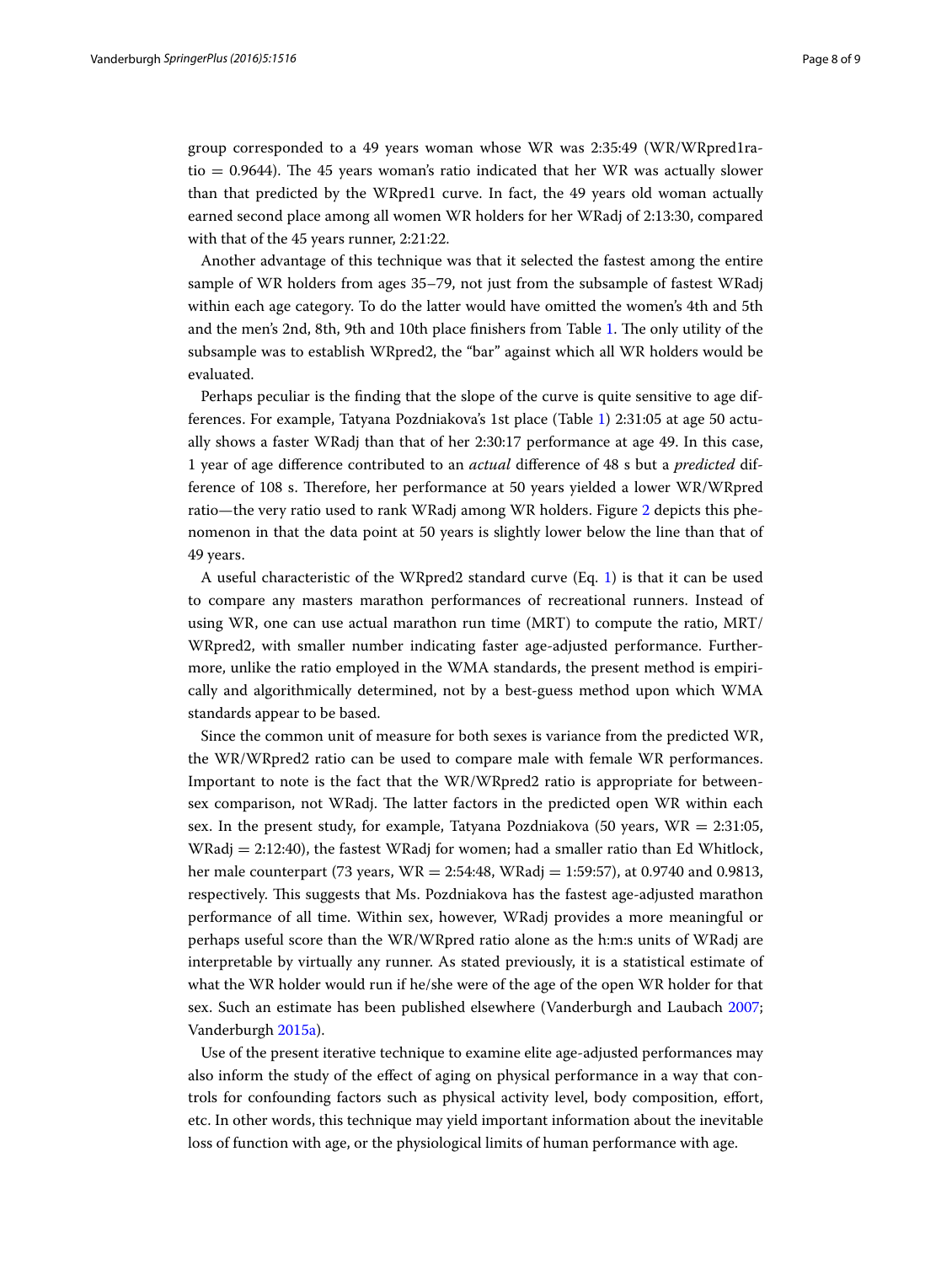group corresponded to a 49 years woman whose WR was 2:35:49 (WR/WRpred1ratio = 0.9644). The 45 years woman's ratio indicated that her WR was actually slower than that predicted by the WRpred1 curve. In fact, the 49 years old woman actually earned second place among all women WR holders for her WRadj of 2:13:30, compared with that of the 45 years runner, 2:21:22.

Another advantage of this technique was that it selected the fastest among the entire sample of WR holders from ages 35–79, not just from the subsample of fastest WRadj within each age category. To do the latter would have omitted the women's 4th and 5th and the men's 2nd, 8th, 9th and 10th place finishers from Table 1. The only utility of the subsample was to establish WRpred2, the "bar" against which all WR holders would be evaluated.

Perhaps peculiar is the finding that the slope of the curve is quite sensitive to age differences. For example, Tatyana Pozdniakova's 1st place (Table 1) 2:31:05 at age 50 actually shows a faster WRadj than that of her 2:30:17 performance at age 49. In this case, 1 year of age difference contributed to an *actual* difference of 48 s but a *predicted* difference of 108 s. Therefore, her performance at 50 years yielded a lower WR/WRpred ratio—the very ratio used to rank WRadj among WR holders. Figure 2 depicts this phenomenon in that the data point at 50 years is slightly lower below the line than that of 49 years.

A useful characteristic of the WRpred2 standard curve (Eq. 1) is that it can be used to compare any masters marathon performances of recreational runners. Instead of using WR, one can use actual marathon run time (MRT) to compute the ratio, MRT/WRpred2, with smaller number indicating faster age-adjusted performance. Furthermore, unlike the ratio employed in the WMA standards, the present method is empirically and algorithmically determined, not by a best-guess method upon which WMA standards appear to be based.

Since the common unit of measure for both sexes is variance from the predicted WR, the WR/WRpred2 ratio can be used to compare male with female WR performances. Important to note is the fact that the WR/WRpred2 ratio is appropriate for between-sex comparison, not WRadj. The latter factors in the predicted open WR within each sex. In the present study, for example, Tatyana Pozdniakova (50 years, WR = 2:31:05, WRadj = 2:12:40), the fastest WRadj for women; had a smaller ratio than Ed Whitlock, her male counterpart (73 years, WR = 2:54:48, WRadj = 1:59:57), at 0.9740 and 0.9813, respectively. This suggests that Ms. Pozdniakova has the fastest age-adjusted marathon performance of all time. Within sex, however, WRadj provides a more meaningful or perhaps useful score than the WR/WRpred ratio alone as the h:m:s units of WRadj are interpretable by virtually any runner. As stated previously, it is a statistical estimate of what the WR holder would run if he/she were of the age of the open WR holder for that sex. Such an estimate has been published elsewhere (Vanderburgh and Laubach 2007; Vanderburgh 2015a).

Use of the present iterative technique to examine elite age-adjusted performances may also inform the study of the effect of aging on physical performance in a way that controls for confounding factors such as physical activity level, body composition, effort, etc. In other words, this technique may yield important information about the inevitable loss of function with age, or the physiological limits of human performance with age.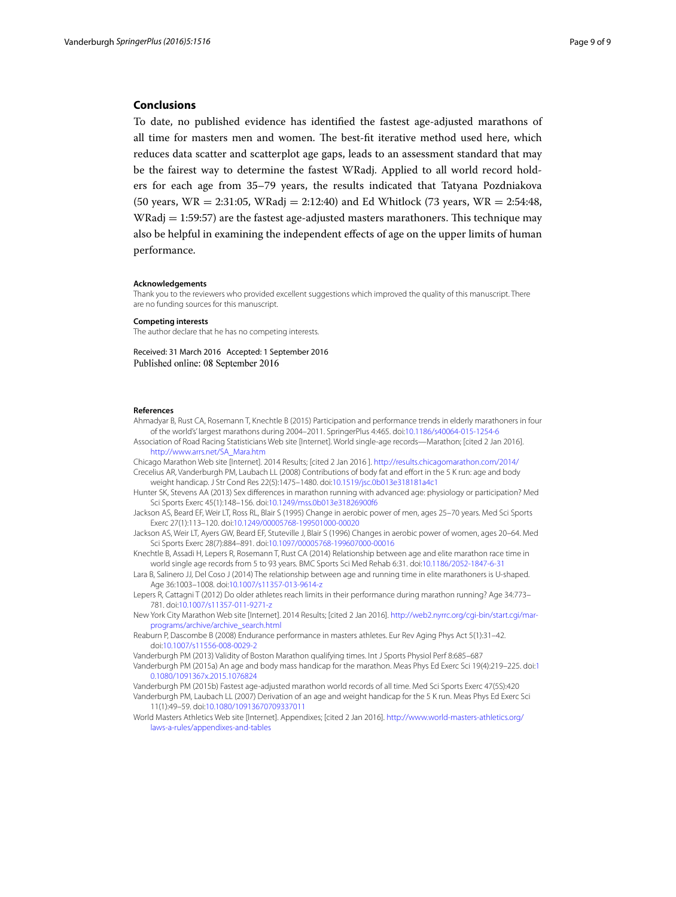## Conclusions

To date, no published evidence has identified the fastest age-adjusted marathons of all time for masters men and women. The best-fit iterative method used here, which reduces data scatter and scatterplot age gaps, leads to an assessment standard that may be the fairest way to determine the fastest WRadj. Applied to all world record holders for each age from 35–79 years, the results indicated that Tatyana Pozdniakova (50 years, WR = 2:31:05, WRadj = 2:12:40) and Ed Whitlock (73 years, WR = 2:54:48, WRadj = 1:59:57) are the fastest age-adjusted masters marathoners. This technique may also be helpful in examining the independent effects of age on the upper limits of human performance.

#### Acknowledgements

Thank you to the reviewers who provided excellent suggestions which improved the quality of this manuscript. There are no funding sources for this manuscript.

#### Competing interests

The author declare that he has no competing interests.

Received: 31 March 2016 Accepted: 1 September 2016
Published online: 08 September 2016

#### References

Ahmadyar B, Rust CA, Rosemann T, Knechtle B (2015) Participation and performance trends in elderly marathoners in four of the world's largest marathons during 2004–2011. SpringerPlus 4:465. doi:10.1186/s40064-015-1254-6

Association of Road Racing Statisticians Web site [Internet]. World single-age records—Marathon; [cited 2 Jan 2016]. http://www.arrs.net/SA_Mara.htm

Chicago Marathon Web site [Internet]. 2014 Results; [cited 2 Jan 2016 ]. http://results.chicagomarathon.com/2014/

Crecelius AR, Vanderburgh PM, Laubach LL (2008) Contributions of body fat and effort in the 5 K run: age and body weight handicap. J Str Cond Res 22(5):1475–1480. doi:10.1519/jsc.0b013e318181a4c1

Hunter SK, Stevens AA (2013) Sex differences in marathon running with advanced age: physiology or participation? Med Sci Sports Exerc 45(1):148–156. doi:10.1249/mss.0b013e31826900f6

Jackson AS, Beard EF, Weir LT, Ross RL, Blair S (1995) Change in aerobic power of men, ages 25–70 years. Med Sci Sports Exerc 27(1):113–120. doi:10.1249/00005768-199501000-00020

Jackson AS, Weir LT, Ayers GW, Beard EF, Stuteville J, Blair S (1996) Changes in aerobic power of women, ages 20–64. Med Sci Sports Exerc 28(7):884–891. doi:10.1097/00005768-199607000-00016

Knechtle B, Assadi H, Lepers R, Rosemann T, Rust CA (2014) Relationship between age and elite marathon race time in world single age records from 5 to 93 years. BMC Sports Sci Med Rehab 6:31. doi:10.1186/2052-1847-6-31

Lara B, Salinero JJ, Del Coso J (2014) The relationship between age and running time in elite marathoners is U-shaped. Age 36:1003–1008. doi:10.1007/s11357-013-9614-z

Lepers R, Cattagni T (2012) Do older athletes reach limits in their performance during marathon running? Age 34:773–781. doi:10.1007/s11357-011-9271-z

New York City Marathon Web site [Internet]. 2014 Results; [cited 2 Jan 2016]. http://web2.nyrrc.org/cgi-bin/start.cgi/mar-programs/archive/archive_search.html

Reaburn P, Dascombe B (2008) Endurance performance in masters athletes. Eur Rev Aging Phys Act 5(1):31–42. doi:10.1007/s11556-008-0029-2

Vanderburgh PM (2013) Validity of Boston Marathon qualifying times. Int J Sports Physiol Perf 8:685–687

Vanderburgh PM (2015a) An age and body mass handicap for the marathon. Meas Phys Ed Exerc Sci 19(4):219–225. doi:10.1080/1091367x.2015.1076824

Vanderburgh PM (2015b) Fastest age-adjusted marathon world records of all time. Med Sci Sports Exerc 47(5S):420

Vanderburgh PM, Laubach LL (2007) Derivation of an age and weight handicap for the 5 K run. Meas Phys Ed Exerc Sci 11(1):49–59. doi:10.1080/10913670709337011

World Masters Athletics Web site [Internet]. Appendixes; [cited 2 Jan 2016]. http://www.world-masters-athletics.org/laws-a-rules/appendixes-and-tables